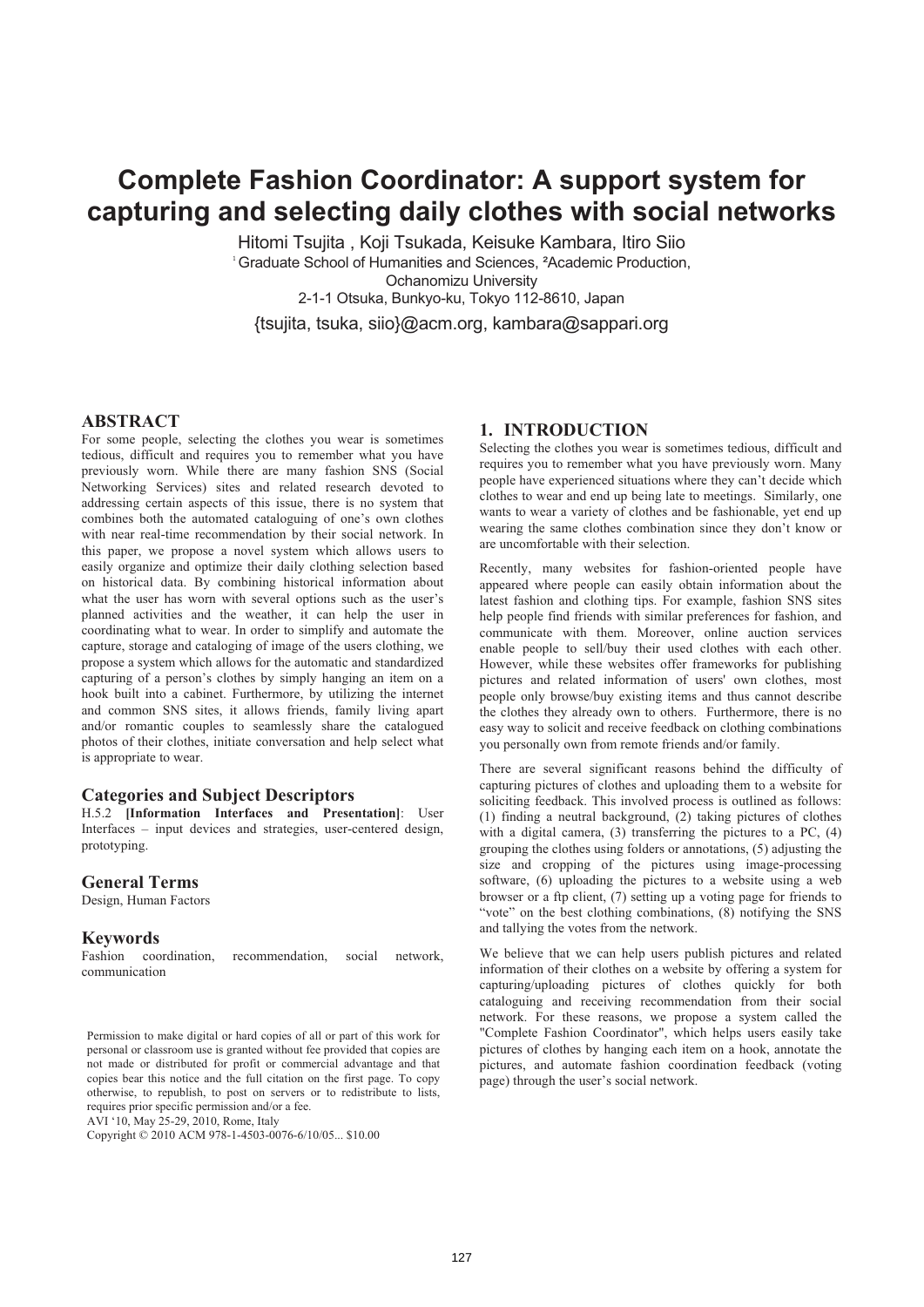# Complete Fashion Coordinator: A support system for capturing and selecting daily clothes with social networks

Hitomi Tsujita , Koji Tsukada, Keisuke Kambara, Itiro Siio

[1] Graduate School of Humanities and Sciences, [2]Academic Production,
Ochanomizu University
2-1-1 Otsuka, Bunkyo-ku, Tokyo 112-8610, Japan

{tsujita, tsuka, siio}@acm.org, kambara@sappari.org

## ABSTRACT

For some people, selecting the clothes you wear is sometimes tedious, difficult and requires you to remember what you have previously worn. While there are many fashion SNS (Social Networking Services) sites and related research devoted to addressing certain aspects of this issue, there is no system that combines both the automated cataloguing of one's own clothes with near real-time recommendation by their social network. In this paper, we propose a novel system which allows users to easily organize and optimize their daily clothing selection based on historical data. By combining historical information about what the user has worn with several options such as the user's planned activities and the weather, it can help the user in coordinating what to wear. In order to simplify and automate the capture, storage and cataloging of image of the users clothing, we propose a system which allows for the automatic and standardized capturing of a person's clothes by simply hanging an item on a hook built into a cabinet. Furthermore, by utilizing the internet and common SNS sites, it allows friends, family living apart and/or romantic couples to seamlessly share the catalogued photos of their clothes, initiate conversation and help select what is appropriate to wear.

### Categories and Subject Descriptors

H.5.2 **[Information Interfaces and Presentation]**: User Interfaces – input devices and strategies, user-centered design, prototyping.

### General Terms

Design, Human Factors

### Keywords

Fashion coordination, recommendation, social network, communication

Permission to make digital or hard copies of all or part of this work for personal or classroom use is granted without fee provided that copies are not made or distributed for profit or commercial advantage and that copies bear this notice and the full citation on the first page. To copy otherwise, to republish, to post on servers or to redistribute to lists, requires prior specific permission and/or a fee.
AVI '10, May 25-29, 2010, Rome, Italy
Copyright © 2010 ACM 978-1-4503-0076-6/10/05... $10.00

## 1. INTRODUCTION

Selecting the clothes you wear is sometimes tedious, difficult and requires you to remember what you have previously worn. Many people have experienced situations where they can't decide which clothes to wear and end up being late to meetings. Similarly, one wants to wear a variety of clothes and be fashionable, yet end up wearing the same clothes combination since they don't know or are uncomfortable with their selection.

Recently, many websites for fashion-oriented people have appeared where people can easily obtain information about the latest fashion and clothing tips. For example, fashion SNS sites help people find friends with similar preferences for fashion, and communicate with them. Moreover, online auction services enable people to sell/buy their used clothes with each other. However, while these websites offer frameworks for publishing pictures and related information of users' own clothes, most people only browse/buy existing items and thus cannot describe the clothes they already own to others. Furthermore, there is no easy way to solicit and receive feedback on clothing combinations you personally own from remote friends and/or family.

There are several significant reasons behind the difficulty of capturing pictures of clothes and uploading them to a website for soliciting feedback. This involved process is outlined as follows: (1) finding a neutral background, (2) taking pictures of clothes with a digital camera, (3) transferring the pictures to a PC, (4) grouping the clothes using folders or annotations, (5) adjusting the size and cropping of the pictures using image-processing software, (6) uploading the pictures to a website using a web browser or a ftp client, (7) setting up a voting page for friends to "vote" on the best clothing combinations, (8) notifying the SNS and tallying the votes from the network.

We believe that we can help users publish pictures and related information of their clothes on a website by offering a system for capturing/uploading pictures of clothes quickly for both cataloguing and receiving recommendation from their social network. For these reasons, we propose a system called the "Complete Fashion Coordinator", which helps users easily take pictures of clothes by hanging each item on a hook, annotate the pictures, and automate fashion coordination feedback (voting page) through the user's social network.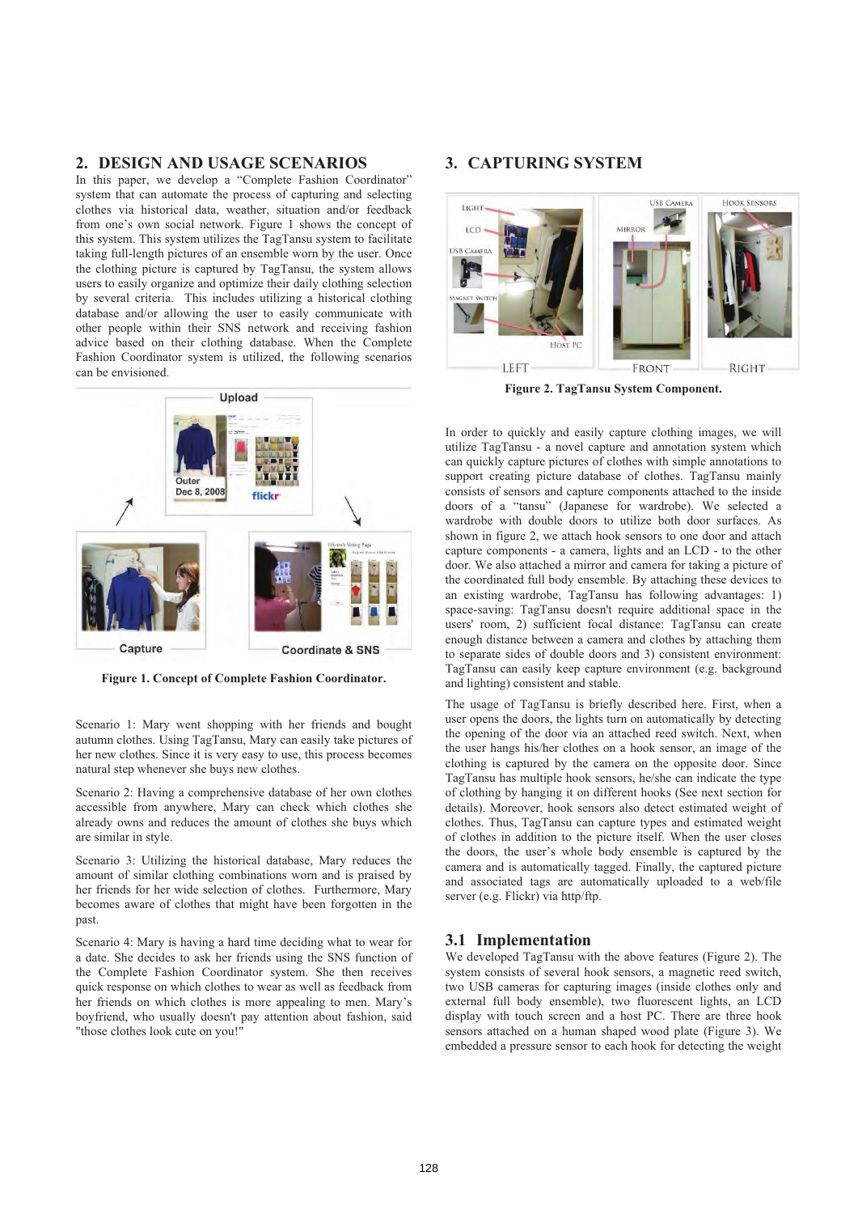## 2. DESIGN AND USAGE SCENARIOS

In this paper, we develop a "Complete Fashion Coordinator" system that can automate the process of capturing and selecting clothes via historical data, weather, situation and/or feedback from one's own social network. Figure 1 shows the concept of this system. This system utilizes the TagTansu system to facilitate taking full-length pictures of an ensemble worn by the user. Once the clothing picture is captured by TagTansu, the system allows users to easily organize and optimize their daily clothing selection by several criteria. This includes utilizing a historical clothing database and/or allowing the user to easily communicate with other people within their SNS network and receiving fashion advice based on their clothing database. When the Complete Fashion Coordinator system is utilized, the following scenarios can be envisioned.

Figure 1. Concept of Complete Fashion Coordinator.

Scenario 1: Mary went shopping with her friends and bought autumn clothes. Using TagTansu, Mary can easily take pictures of her new clothes. Since it is very easy to use, this process becomes natural step whenever she buys new clothes.

Scenario 2: Having a comprehensive database of her own clothes accessible from anywhere, Mary can check which clothes she already owns and reduces the amount of clothes she buys which are similar in style.

Scenario 3: Utilizing the historical database, Mary reduces the amount of similar clothing combinations worn and is praised by her friends for her wide selection of clothes. Furthermore, Mary becomes aware of clothes that might have been forgotten in the past.

Scenario 4: Mary is having a hard time deciding what to wear for a date. She decides to ask her friends using the SNS function of the Complete Fashion Coordinator system. She then receives quick response on which clothes to wear as well as feedback from her friends on which clothes is more appealing to men. Mary's boyfriend, who usually doesn't pay attention about fashion, said "those clothes look cute on you!"

## 3. CAPTURING SYSTEM

Figure 2. TagTansu System Component.

In order to quickly and easily capture clothing images, we will utilize TagTansu - a novel capture and annotation system which can quickly capture pictures of clothes with simple annotations to support creating picture database of clothes. TagTansu mainly consists of sensors and capture components attached to the inside doors of a "tansu" (Japanese for wardrobe). We selected a wardrobe with double doors to utilize both door surfaces. As shown in figure 2, we attach hook sensors to one door and attach capture components - a camera, lights and an LCD - to the other door. We also attached a mirror and camera for taking a picture of the coordinated full body ensemble. By attaching these devices to an existing wardrobe, TagTansu has following advantages: 1) space-saving: TagTansu doesn't require additional space in the users' room, 2) sufficient focal distance: TagTansu can create enough distance between a camera and clothes by attaching them to separate sides of double doors and 3) consistent environment: TagTansu can easily keep capture environment (e.g. background and lighting) consistent and stable.

The usage of TagTansu is briefly described here. First, when a user opens the doors, the lights turn on automatically by detecting the opening of the door via an attached reed switch. Next, when the user hangs his/her clothes on a hook sensor, an image of the clothing is captured by the camera on the opposite door. Since TagTansu has multiple hook sensors, he/she can indicate the type of clothing by hanging it on different hooks (See next section for details). Moreover, hook sensors also detect estimated weight of clothes. Thus, TagTansu can capture types and estimated weight of clothes in addition to the picture itself. When the user closes the doors, the user's whole body ensemble is captured by the camera and is automatically tagged. Finally, the captured picture and associated tags are automatically uploaded to a web/file server (e.g. Flickr) via http/ftp.

### 3.1 Implementation

We developed TagTansu with the above features (Figure 2). The system consists of several hook sensors, a magnetic reed switch, two USB cameras for capturing images (inside clothes only and external full body ensemble), two fluorescent lights, an LCD display with touch screen and a host PC. There are three hook sensors attached on a human shaped wood plate (Figure 3). We embedded a pressure sensor to each hook for detecting the weight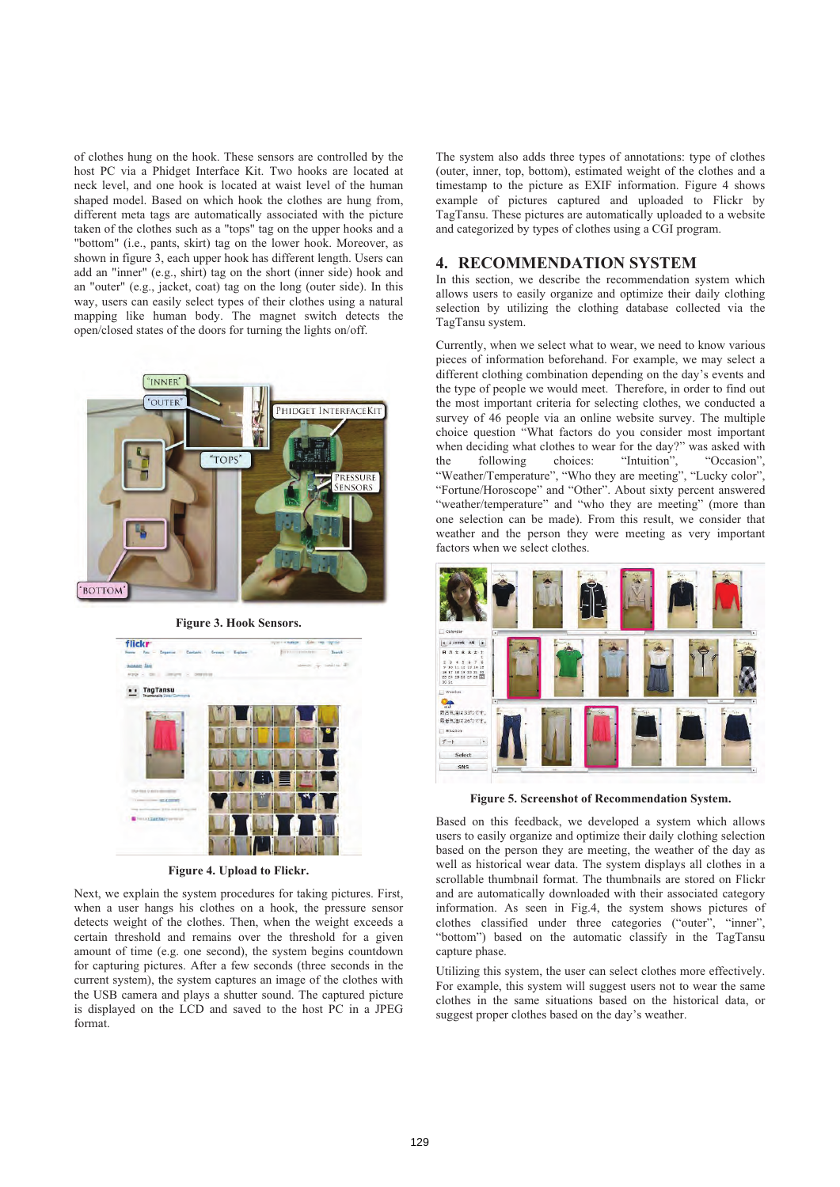of clothes hung on the hook. These sensors are controlled by the host PC via a Phidget Interface Kit. Two hooks are located at neck level, and one hook is located at waist level of the human shaped model. Based on which hook the clothes are hung from, different meta tags are automatically associated with the picture taken of the clothes such as a "tops" tag on the upper hooks and a "bottom" (i.e., pants, skirt) tag on the lower hook. Moreover, as shown in figure 3, each upper hook has different length. Users can add an "inner" (e.g., shirt) tag on the short (inner side) hook and an "outer" (e.g., jacket, coat) tag on the long (outer side). In this way, users can easily select types of their clothes using a natural mapping like human body. The magnet switch detects the open/closed states of the doors for turning the lights on/off.

Figure 3. Hook Sensors.

Figure 4. Upload to Flickr.

Next, we explain the system procedures for taking pictures. First, when a user hangs his clothes on a hook, the pressure sensor detects weight of the clothes. Then, when the weight exceeds a certain threshold and remains over the threshold for a given amount of time (e.g. one second), the system begins countdown for capturing pictures. After a few seconds (three seconds in the current system), the system captures an image of the clothes with the USB camera and plays a shutter sound. The captured picture is displayed on the LCD and saved to the host PC in a JPEG format.

The system also adds three types of annotations: type of clothes (outer, inner, top, bottom), estimated weight of the clothes and a timestamp to the picture as EXIF information. Figure 4 shows example of pictures captured and uploaded to Flickr by TagTansu. These pictures are automatically uploaded to a website and categorized by types of clothes using a CGI program.

## 4. RECOMMENDATION SYSTEM

In this section, we describe the recommendation system which allows users to easily organize and optimize their daily clothing selection by utilizing the clothing database collected via the TagTansu system.

Currently, when we select what to wear, we need to know various pieces of information beforehand. For example, we may select a different clothing combination depending on the day's events and the type of people we would meet. Therefore, in order to find out the most important criteria for selecting clothes, we conducted a survey of 46 people via an online website survey. The multiple choice question "What factors do you consider most important when deciding what clothes to wear for the day?" was asked with the following choices: "Intuition", "Occasion", "Weather/Temperature", "Who they are meeting", "Lucky color", "Fortune/Horoscope" and "Other". About sixty percent answered "weather/temperature" and "who they are meeting" (more than one selection can be made). From this result, we consider that weather and the person they were meeting as very important factors when we select clothes.

Figure 5. Screenshot of Recommendation System.

Based on this feedback, we developed a system which allows users to easily organize and optimize their daily clothing selection based on the person they are meeting, the weather of the day as well as historical wear data. The system displays all clothes in a scrollable thumbnail format. The thumbnails are stored on Flickr and are automatically downloaded with their associated category information. As seen in Fig.4, the system shows pictures of clothes classified under three categories ("outer", "inner", "bottom") based on the automatic classify in the TagTansu capture phase.

Utilizing this system, the user can select clothes more effectively. For example, this system will suggest users not to wear the same clothes in the same situations based on the historical data, or suggest proper clothes based on the day's weather.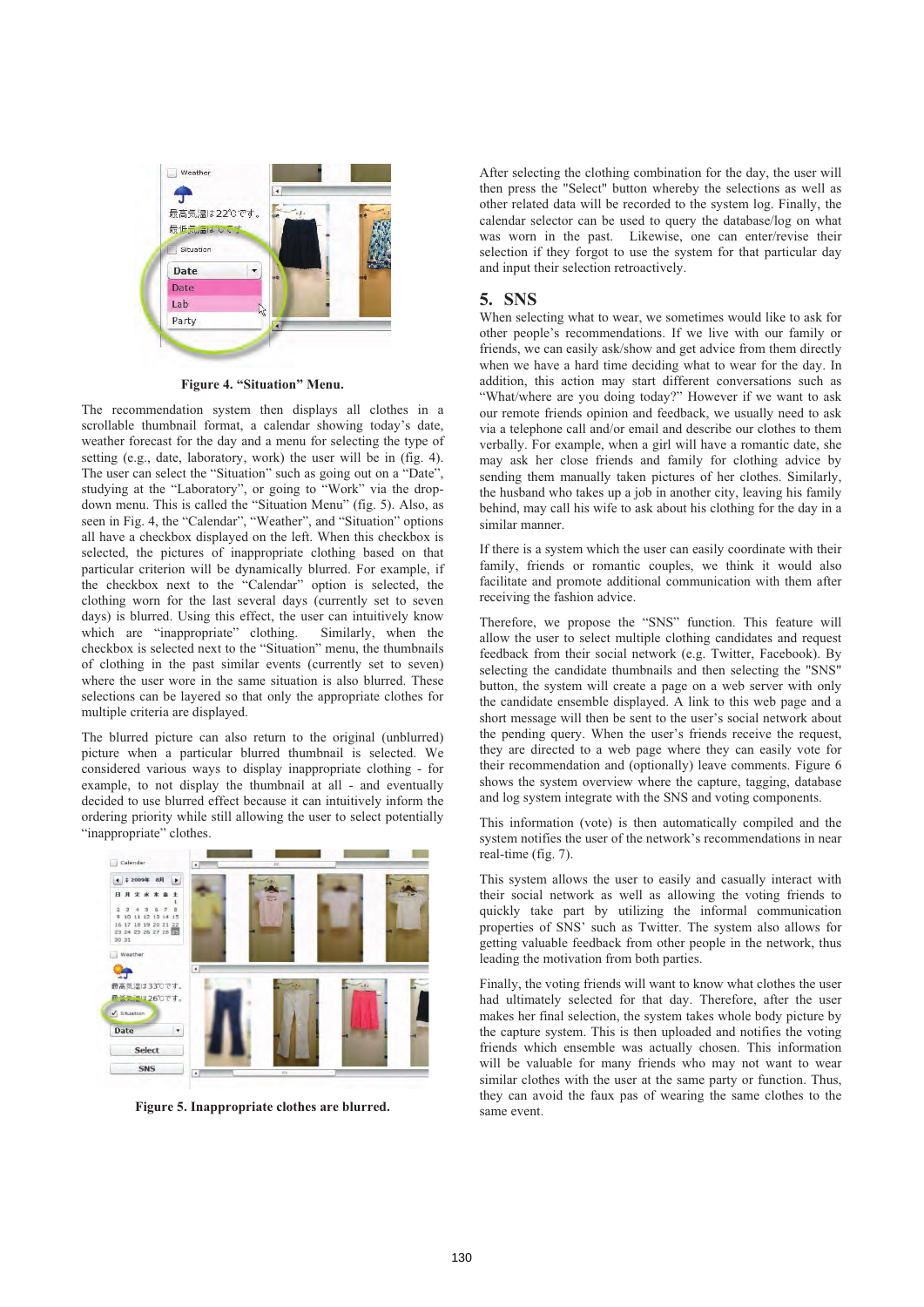Figure 4. “Situation” Menu.

The recommendation system then displays all clothes in a scrollable thumbnail format, a calendar showing today’s date, weather forecast for the day and a menu for selecting the type of setting (e.g., date, laboratory, work) the user will be in (fig. 4). The user can select the “Situation” such as going out on a “Date”, studying at the “Laboratory”, or going to “Work” via the drop-down menu. This is called the “Situation Menu” (fig. 5). Also, as seen in Fig. 4, the “Calendar”, “Weather”, and “Situation” options all have a checkbox displayed on the left. When this checkbox is selected, the pictures of inappropriate clothing based on that particular criterion will be dynamically blurred. For example, if the checkbox next to the “Calendar” option is selected, the clothing worn for the last several days (currently set to seven days) is blurred. Using this effect, the user can intuitively know which are “inappropriate” clothing. Similarly, when the checkbox is selected next to the “Situation” menu, the thumbnails of clothing in the past similar events (currently set to seven) where the user wore in the same situation is also blurred. These selections can be layered so that only the appropriate clothes for multiple criteria are displayed.

The blurred picture can also return to the original (unblurred) picture when a particular blurred thumbnail is selected. We considered various ways to display inappropriate clothing - for example, to not display the thumbnail at all - and eventually decided to use blurred effect because it can intuitively inform the ordering priority while still allowing the user to select potentially “inappropriate” clothes.

Figure 5. Inappropriate clothes are blurred.

After selecting the clothing combination for the day, the user will then press the "Select" button whereby the selections as well as other related data will be recorded to the system log. Finally, the calendar selector can be used to query the database/log on what was worn in the past. Likewise, one can enter/revise their selection if they forgot to use the system for that particular day and input their selection retroactively.

## 5. SNS

When selecting what to wear, we sometimes would like to ask for other people’s recommendations. If we live with our family or friends, we can easily ask/show and get advice from them directly when we have a hard time deciding what to wear for the day. In addition, this action may start different conversations such as “What/where are you doing today?” However if we want to ask our remote friends opinion and feedback, we usually need to ask via a telephone call and/or email and describe our clothes to them verbally. For example, when a girl will have a romantic date, she may ask her close friends and family for clothing advice by sending them manually taken pictures of her clothes. Similarly, the husband who takes up a job in another city, leaving his family behind, may call his wife to ask about his clothing for the day in a similar manner.

If there is a system which the user can easily coordinate with their family, friends or romantic couples, we think it would also facilitate and promote additional communication with them after receiving the fashion advice.

Therefore, we propose the “SNS” function. This feature will allow the user to select multiple clothing candidates and request feedback from their social network (e.g. Twitter, Facebook). By selecting the candidate thumbnails and then selecting the "SNS" button, the system will create a page on a web server with only the candidate ensemble displayed. A link to this web page and a short message will then be sent to the user’s social network about the pending query. When the user’s friends receive the request, they are directed to a web page where they can easily vote for their recommendation and (optionally) leave comments. Figure 6 shows the system overview where the capture, tagging, database and log system integrate with the SNS and voting components.

This information (vote) is then automatically compiled and the system notifies the user of the network’s recommendations in near real-time (fig. 7).

This system allows the user to easily and casually interact with their social network as well as allowing the voting friends to quickly take part by utilizing the informal communication properties of SNS’ such as Twitter. The system also allows for getting valuable feedback from other people in the network, thus leading the motivation from both parties.

Finally, the voting friends will want to know what clothes the user had ultimately selected for that day. Therefore, after the user makes her final selection, the system takes whole body picture by the capture system. This is then uploaded and notifies the voting friends which ensemble was actually chosen. This information will be valuable for many friends who may not want to wear similar clothes with the user at the same party or function. Thus, they can avoid the faux pas of wearing the same clothes to the same event.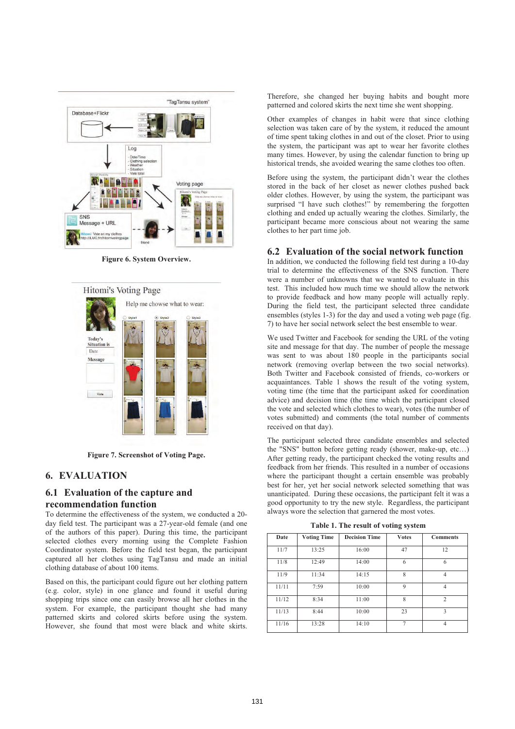Figure 6. System Overview.

Figure 7. Screenshot of Voting Page.

# 6. EVALUATION

## 6.1 Evaluation of the capture and recommendation function

To determine the effectiveness of the system, we conducted a 20-day field test. The participant was a 27-year-old female (and one of the authors of this paper). During this time, the participant selected clothes every morning using the Complete Fashion Coordinator system. Before the field test began, the participant captured all her clothes using TagTansu and made an initial clothing database of about 100 items.

Based on this, the participant could figure out her clothing pattern (e.g. color, style) in one glance and found it useful during shopping trips since one can easily browse all her clothes in the system. For example, the participant thought she had many patterned skirts and colored skirts before using the system. However, she found that most were black and white skirts. Therefore, she changed her buying habits and bought more patterned and colored skirts the next time she went shopping.

Other examples of changes in habit were that since clothing selection was taken care of by the system, it reduced the amount of time spent taking clothes in and out of the closet. Prior to using the system, the participant was apt to wear her favorite clothes many times. However, by using the calendar function to bring up historical trends, she avoided wearing the same clothes too often.

Before using the system, the participant didn't wear the clothes stored in the back of her closet as newer clothes pushed back older clothes. However, by using the system, the participant was surprised "I have such clothes!" by remembering the forgotten clothing and ended up actually wearing the clothes. Similarly, the participant became more conscious about not wearing the same clothes to her part time job.

## 6.2 Evaluation of the social network function

In addition, we conducted the following field test during a 10-day trial to determine the effectiveness of the SNS function. There were a number of unknowns that we wanted to evaluate in this test. This included how much time we should allow the network to provide feedback and how many people will actually reply. During the field test, the participant selected three candidate ensembles (styles 1-3) for the day and used a voting web page (fig. 7) to have her social network select the best ensemble to wear.

We used Twitter and Facebook for sending the URL of the voting site and message for that day. The number of people the message was sent to was about 180 people in the participants social network (removing overlap between the two social networks). Both Twitter and Facebook consisted of friends, co-workers or acquaintances. Table 1 shows the result of the voting system, voting time (the time that the participant asked for coordination advice) and decision time (the time which the participant closed the vote and selected which clothes to wear), votes (the number of votes submitted) and comments (the total number of comments received on that day).

The participant selected three candidate ensembles and selected the "SNS" button before getting ready (shower, make-up, etc…) After getting ready, the participant checked the voting results and feedback from her friends. This resulted in a number of occasions where the participant thought a certain ensemble was probably best for her, yet her social network selected something that was unanticipated. During these occasions, the participant felt it was a good opportunity to try the new style. Regardless, the participant always wore the selection that garnered the most votes.

**Table 1. The result of voting system**

| Date | Voting Time | Decision Time | Votes | Comments |
|---|---|---|---|---|
| 11/7 | 13:25 | 16:00 | 47 | 12 |
| 11/8 | 12:49 | 14:00 | 6 | 6 |
| 11/9 | 11:34 | 14:15 | 8 | 4 |
| 11/11 | 7:59 | 10:00 | 9 | 4 |
| 11/12 | 8:34 | 11:00 | 8 | 2 |
| 11/13 | 8:44 | 10:00 | 23 | 3 |
| 11/16 | 13:28 | 14:10 | 7 | 4 |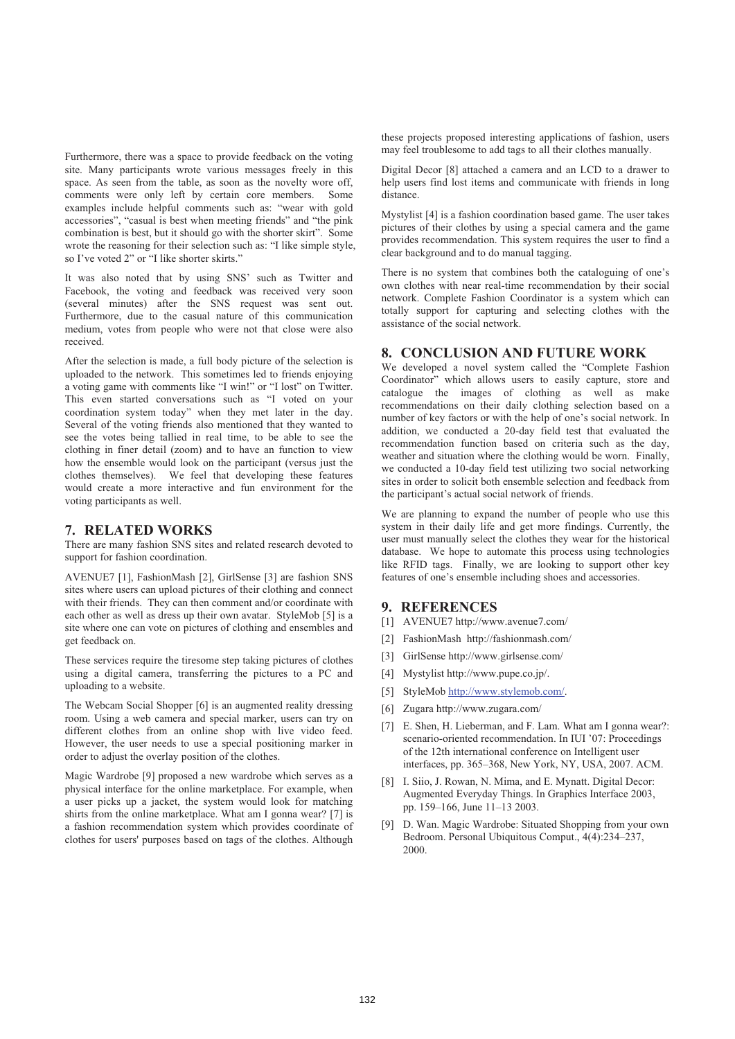Furthermore, there was a space to provide feedback on the voting site. Many participants wrote various messages freely in this space. As seen from the table, as soon as the novelty wore off, comments were only left by certain core members. Some examples include helpful comments such as: "wear with gold accessories", "casual is best when meeting friends" and "the pink combination is best, but it should go with the shorter skirt". Some wrote the reasoning for their selection such as: "I like simple style, so I've voted 2" or "I like shorter skirts."

It was also noted that by using SNS' such as Twitter and Facebook, the voting and feedback was received very soon (several minutes) after the SNS request was sent out. Furthermore, due to the casual nature of this communication medium, votes from people who were not that close were also received.

After the selection is made, a full body picture of the selection is uploaded to the network. This sometimes led to friends enjoying a voting game with comments like "I win!" or "I lost" on Twitter. This even started conversations such as "I voted on your coordination system today" when they met later in the day. Several of the voting friends also mentioned that they wanted to see the votes being tallied in real time, to be able to see the clothing in finer detail (zoom) and to have an function to view how the ensemble would look on the participant (versus just the clothes themselves). We feel that developing these features would create a more interactive and fun environment for the voting participants as well.

## 7. RELATED WORKS

There are many fashion SNS sites and related research devoted to support for fashion coordination.

AVENUE7 [1], FashionMash [2], GirlSense [3] are fashion SNS sites where users can upload pictures of their clothing and connect with their friends. They can then comment and/or coordinate with each other as well as dress up their own avatar. StyleMob [5] is a site where one can vote on pictures of clothing and ensembles and get feedback on.

These services require the tiresome step taking pictures of clothes using a digital camera, transferring the pictures to a PC and uploading to a website.

The Webcam Social Shopper [6] is an augmented reality dressing room. Using a web camera and special marker, users can try on different clothes from an online shop with live video feed. However, the user needs to use a special positioning marker in order to adjust the overlay position of the clothes.

Magic Wardrobe [9] proposed a new wardrobe which serves as a physical interface for the online marketplace. For example, when a user picks up a jacket, the system would look for matching shirts from the online marketplace. What am I gonna wear? [7] is a fashion recommendation system which provides coordinate of clothes for users' purposes based on tags of the clothes. Although these projects proposed interesting applications of fashion, users may feel troublesome to add tags to all their clothes manually.

Digital Decor [8] attached a camera and an LCD to a drawer to help users find lost items and communicate with friends in long distance.

Mystylist [4] is a fashion coordination based game. The user takes pictures of their clothes by using a special camera and the game provides recommendation. This system requires the user to find a clear background and to do manual tagging.

There is no system that combines both the cataloguing of one's own clothes with near real-time recommendation by their social network. Complete Fashion Coordinator is a system which can totally support for capturing and selecting clothes with the assistance of the social network.

## 8. CONCLUSION AND FUTURE WORK

We developed a novel system called the "Complete Fashion Coordinator" which allows users to easily capture, store and catalogue the images of clothing as well as make recommendations on their daily clothing selection based on a number of key factors or with the help of one's social network. In addition, we conducted a 20-day field test that evaluated the recommendation function based on criteria such as the day, weather and situation where the clothing would be worn. Finally, we conducted a 10-day field test utilizing two social networking sites in order to solicit both ensemble selection and feedback from the participant's actual social network of friends.

We are planning to expand the number of people who use this system in their daily life and get more findings. Currently, the user must manually select the clothes they wear for the historical database. We hope to automate this process using technologies like RFID tags. Finally, we are looking to support other key features of one's ensemble including shoes and accessories.

## 9. REFERENCES

[1] AVENUE7 http://www.avenue7.com/

[2] FashionMash http://fashionmash.com/

[3] GirlSense http://www.girlsense.com/

[4] Mystylist http://www.pupe.co.jp/.

[5] StyleMob http://www.stylemob.com/.

[6] Zugara http://www.zugara.com/

[7] E. Shen, H. Lieberman, and F. Lam. What am I gonna wear?: scenario-oriented recommendation. In IUI '07: Proceedings of the 12th international conference on Intelligent user interfaces, pp. 365–368, New York, NY, USA, 2007. ACM.

[8] I. Siio, J. Rowan, N. Mima, and E. Mynatt. Digital Decor: Augmented Everyday Things. In Graphics Interface 2003, pp. 159–166, June 11–13 2003.

[9] D. Wan. Magic Wardrobe: Situated Shopping from your own Bedroom. Personal Ubiquitous Comput., 4(4):234–237, 2000.